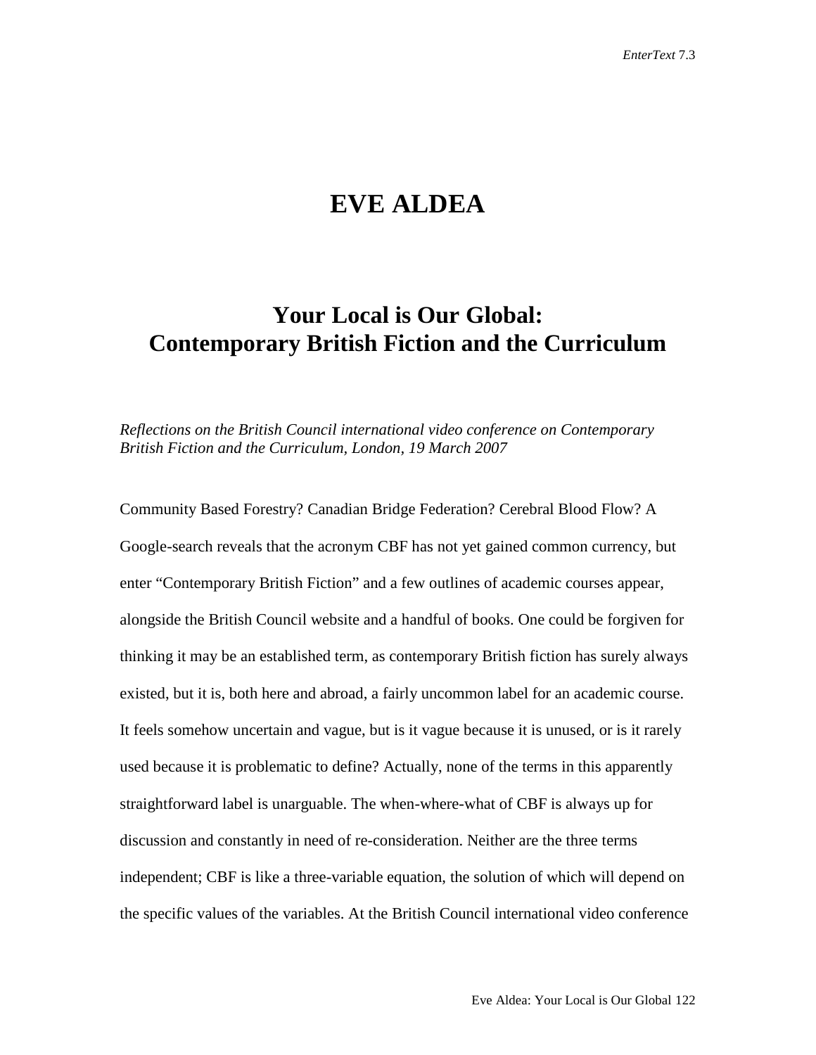# EVE ALDEA

## Your Local is Our Global: Contemporary British Fiction and the Curriculum

*Reflections on the British Council international video conference on Contemporary British Fiction and the Curriculum, London, 19 March 2007*

Community Based Forestry? Canadian Bridge Federation? Cerebral Blood Flow? A Google-search reveals that the acronym CBF has not yet gained common currency, but enter "Contemporary British Fiction" and a few outlines of academic courses appear, alongside the British Council website and a handful of books. One could be forgiven for thinking it may be an established term, as contemporary British fiction has surely always existed, but it is, both here and abroad, a fairly uncommon label for an academic course. It feels somehow uncertain and vague, but is it vague because it is unused, or is it rarely used because it is problematic to define? Actually, none of the terms in this apparently straightforward label is unarguable. The when-where-what of CBF is always up for discussion and constantly in need of re-consideration. Neither are the three terms independent; CBF is like a three-variable equation, the solution of which will depend on the specific values of the variables. At the British Council international video conference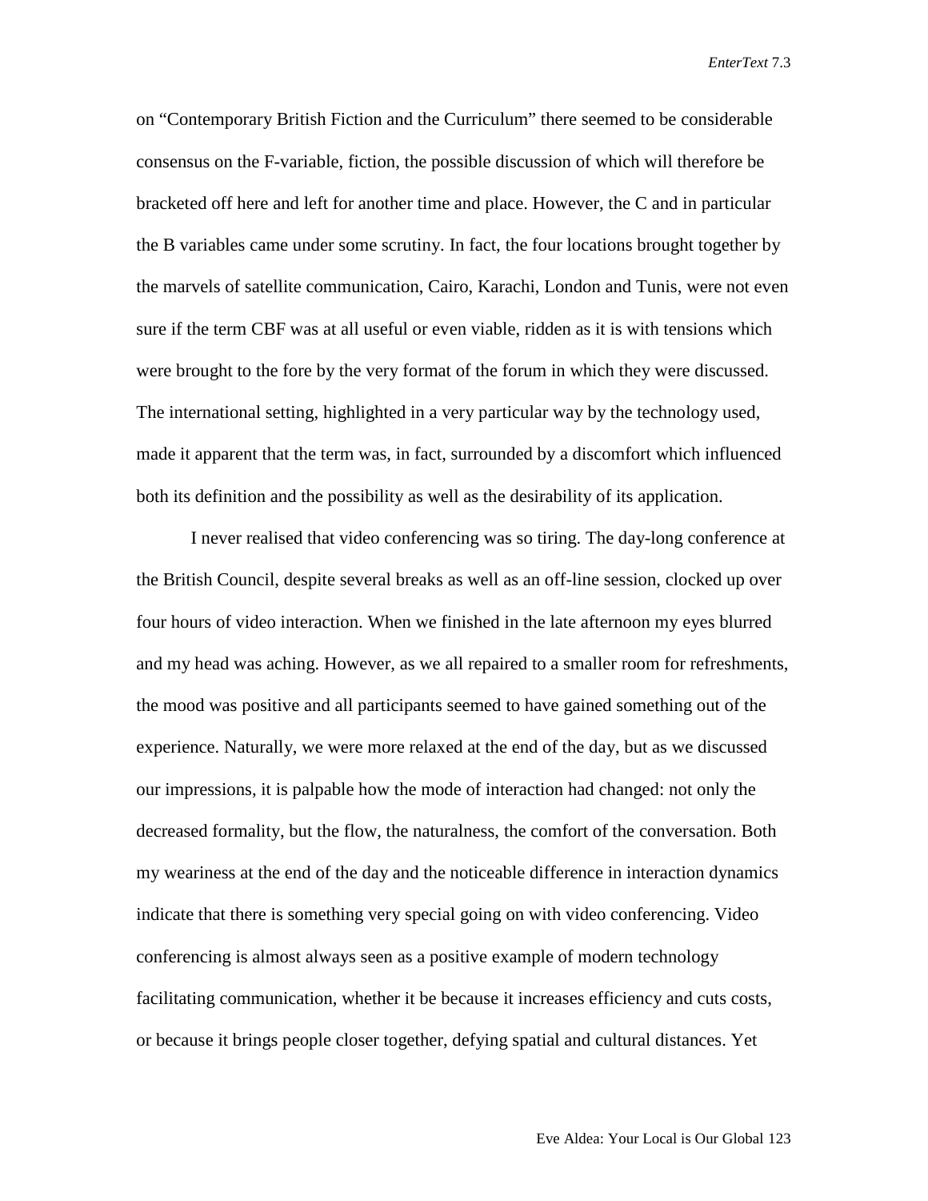on "Contemporary British Fiction and the Curriculum" there seemed to be considerable consensus on the F-variable, fiction, the possible discussion of which will therefore be bracketed off here and left for another time and place. However, the C and in particular the B variables came under some scrutiny. In fact, the four locations brought together by the marvels of satellite communication, Cairo, Karachi, London and Tunis, were not even sure if the term CBF was at all useful or even viable, ridden as it is with tensions which were brought to the fore by the very format of the forum in which they were discussed. The international setting, highlighted in a very particular way by the technology used, made it apparent that the term was, in fact, surrounded by a discomfort which influenced both its definition and the possibility as well as the desirability of its application.

I never realised that video conferencing was so tiring. The day-long conference at the British Council, despite several breaks as well as an off-line session, clocked up over four hours of video interaction. When we finished in the late afternoon my eyes blurred and my head was aching. However, as we all repaired to a smaller room for refreshments, the mood was positive and all participants seemed to have gained something out of the experience. Naturally, we were more relaxed at the end of the day, but as we discussed our impressions, it is palpable how the mode of interaction had changed: not only the decreased formality, but the flow, the naturalness, the comfort of the conversation. Both my weariness at the end of the day and the noticeable difference in interaction dynamics indicate that there is something very special going on with video conferencing. Video conferencing is almost always seen as a positive example of modern technology facilitating communication, whether it be because it increases efficiency and cuts costs, or because it brings people closer together, defying spatial and cultural distances. Yet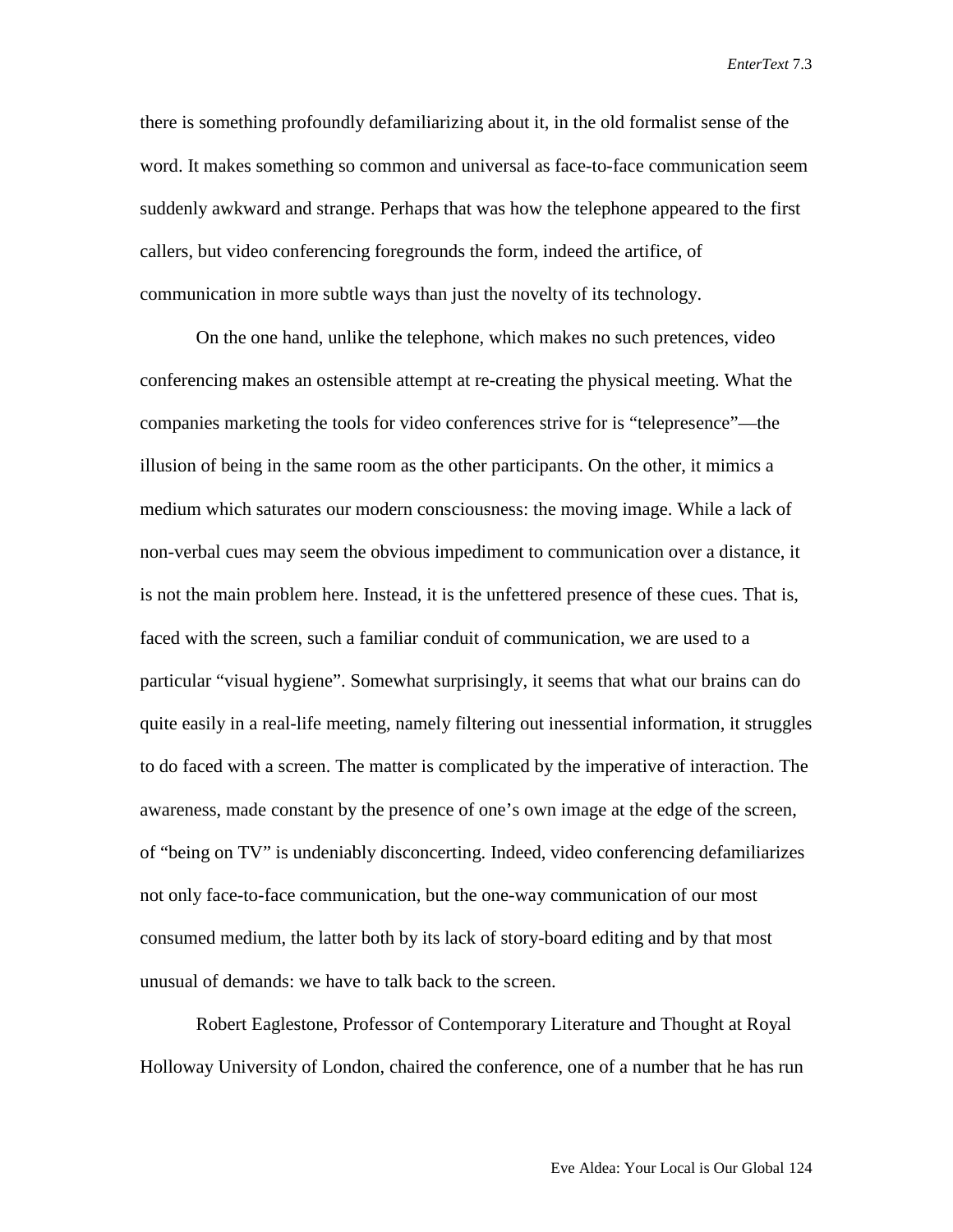there is something profoundly defamiliarizing about it, in the old formalist sense of the word. It makes something so common and universal as face-to-face communication seem suddenly awkward and strange. Perhaps that was how the telephone appeared to the first callers, but video conferencing foregrounds the form, indeed the artifice, of communication in more subtle ways than just the novelty of its technology.

On the one hand, unlike the telephone, which makes no such pretences, video conferencing makes an ostensible attempt at re-creating the physical meeting. What the companies marketing the tools for video conferences strive for is "telepresence"—the illusion of being in the same room as the other participants. On the other, it mimics a medium which saturates our modern consciousness: the moving image. While a lack of non-verbal cues may seem the obvious impediment to communication over a distance, it is not the main problem here. Instead, it is the unfettered presence of these cues. That is, faced with the screen, such a familiar conduit of communication, we are used to a particular "visual hygiene". Somewhat surprisingly, it seems that what our brains can do quite easily in a real-life meeting, namely filtering out inessential information, it struggles to do faced with a screen. The matter is complicated by the imperative of interaction. The awareness, made constant by the presence of one's own image at the edge of the screen, of "being on TV" is undeniably disconcerting. Indeed, video conferencing defamiliarizes not only face-to-face communication, but the one-way communication of our most consumed medium, the latter both by its lack of story-board editing and by that most unusual of demands: we have to talk back to the screen.

Robert Eaglestone, Professor of Contemporary Literature and Thought at Royal Holloway University of London, chaired the conference, one of a number that he has run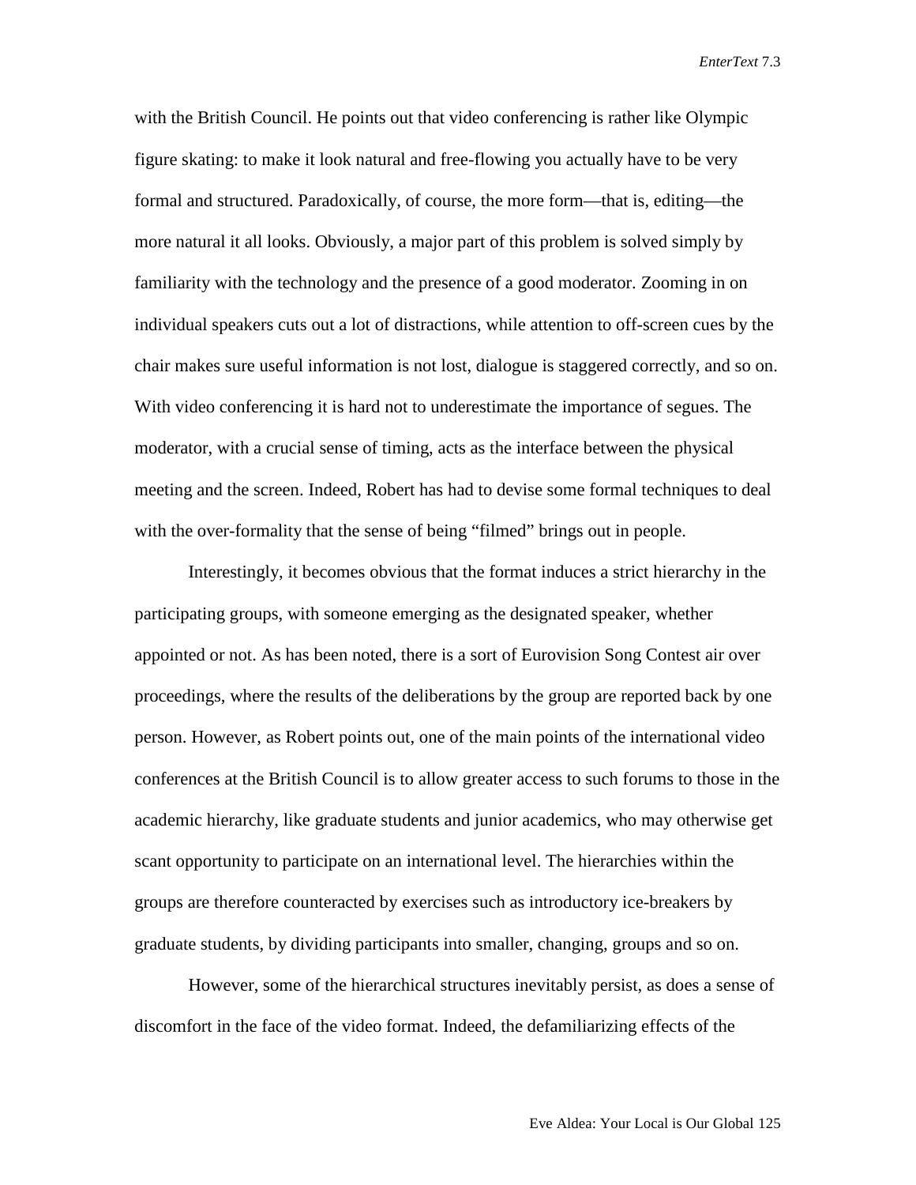with the British Council. He points out that video conferencing is rather like Olympic figure skating: to make it look natural and free-flowing you actually have to be very formal and structured. Paradoxically, of course, the more form—that is, editing—the more natural it all looks. Obviously, a major part of this problem is solved simply by familiarity with the technology and the presence of a good moderator. Zooming in on individual speakers cuts out a lot of distractions, while attention to off-screen cues by the chair makes sure useful information is not lost, dialogue is staggered correctly, and so on. With video conferencing it is hard not to underestimate the importance of segues. The moderator, with a crucial sense of timing, acts as the interface between the physical meeting and the screen. Indeed, Robert has had to devise some formal techniques to deal with the over-formality that the sense of being "filmed" brings out in people.

Interestingly, it becomes obvious that the format induces a strict hierarchy in the participating groups, with someone emerging as the designated speaker, whether appointed or not. As has been noted, there is a sort of Eurovision Song Contest air over proceedings, where the results of the deliberations by the group are reported back by one person. However, as Robert points out, one of the main points of the international video conferences at the British Council is to allow greater access to such forums to those in the academic hierarchy, like graduate students and junior academics, who may otherwise get scant opportunity to participate on an international level. The hierarchies within the groups are therefore counteracted by exercises such as introductory ice-breakers by graduate students, by dividing participants into smaller, changing, groups and so on.

However, some of the hierarchical structures inevitably persist, as does a sense of discomfort in the face of the video format. Indeed, the defamiliarizing effects of the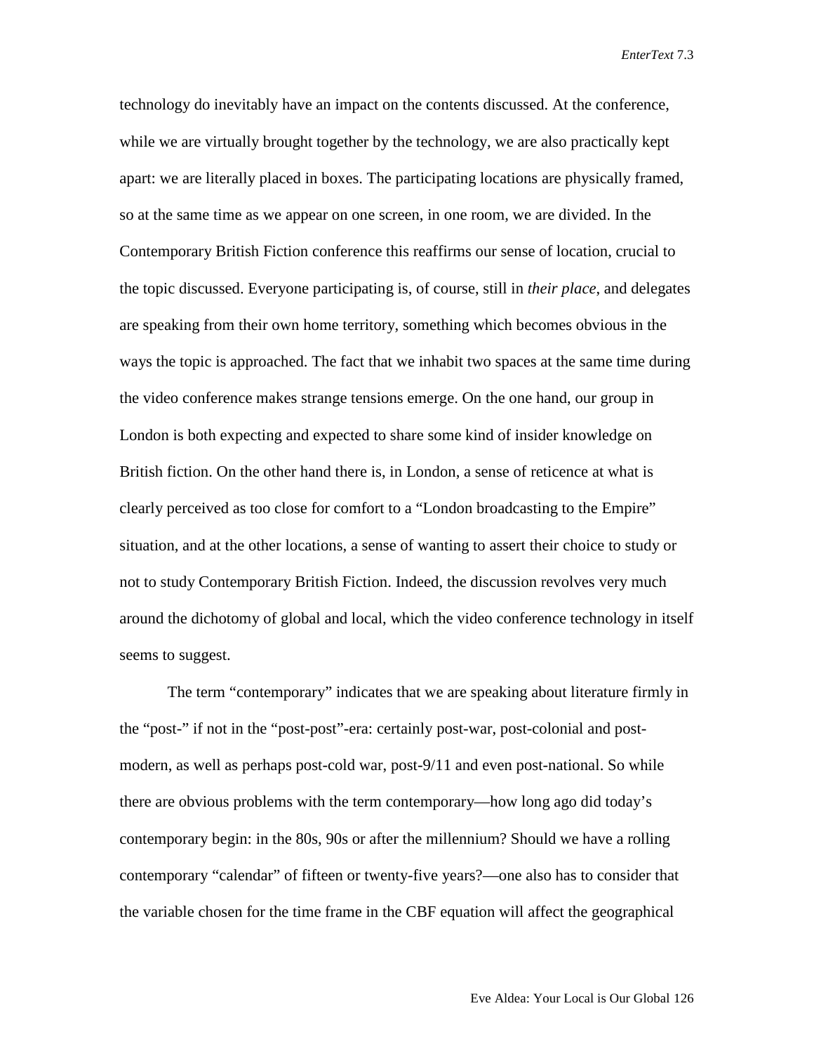technology do inevitably have an impact on the contents discussed. At the conference, while we are virtually brought together by the technology, we are also practically kept apart: we are literally placed in boxes. The participating locations are physically framed, so at the same time as we appear on one screen, in one room, we are divided. In the Contemporary British Fiction conference this reaffirms our sense of location, crucial to the topic discussed. Everyone participating is, of course, still in *their place*, and delegates are speaking from their own home territory, something which becomes obvious in the ways the topic is approached. The fact that we inhabit two spaces at the same time during the video conference makes strange tensions emerge. On the one hand, our group in London is both expecting and expected to share some kind of insider knowledge on British fiction. On the other hand there is, in London, a sense of reticence at what is clearly perceived as too close for comfort to a "London broadcasting to the Empire" situation, and at the other locations, a sense of wanting to assert their choice to study or not to study Contemporary British Fiction. Indeed, the discussion revolves very much around the dichotomy of global and local, which the video conference technology in itself seems to suggest.

The term "contemporary" indicates that we are speaking about literature firmly in the "post-" if not in the "post-post"-era: certainly post-war, post-colonial and post-modern, as well as perhaps post-cold war, post-9/11 and even post-national. So while there are obvious problems with the term contemporary—how long ago did today's contemporary begin: in the 80s, 90s or after the millennium? Should we have a rolling contemporary "calendar" of fifteen or twenty-five years?—one also has to consider that the variable chosen for the time frame in the CBF equation will affect the geographical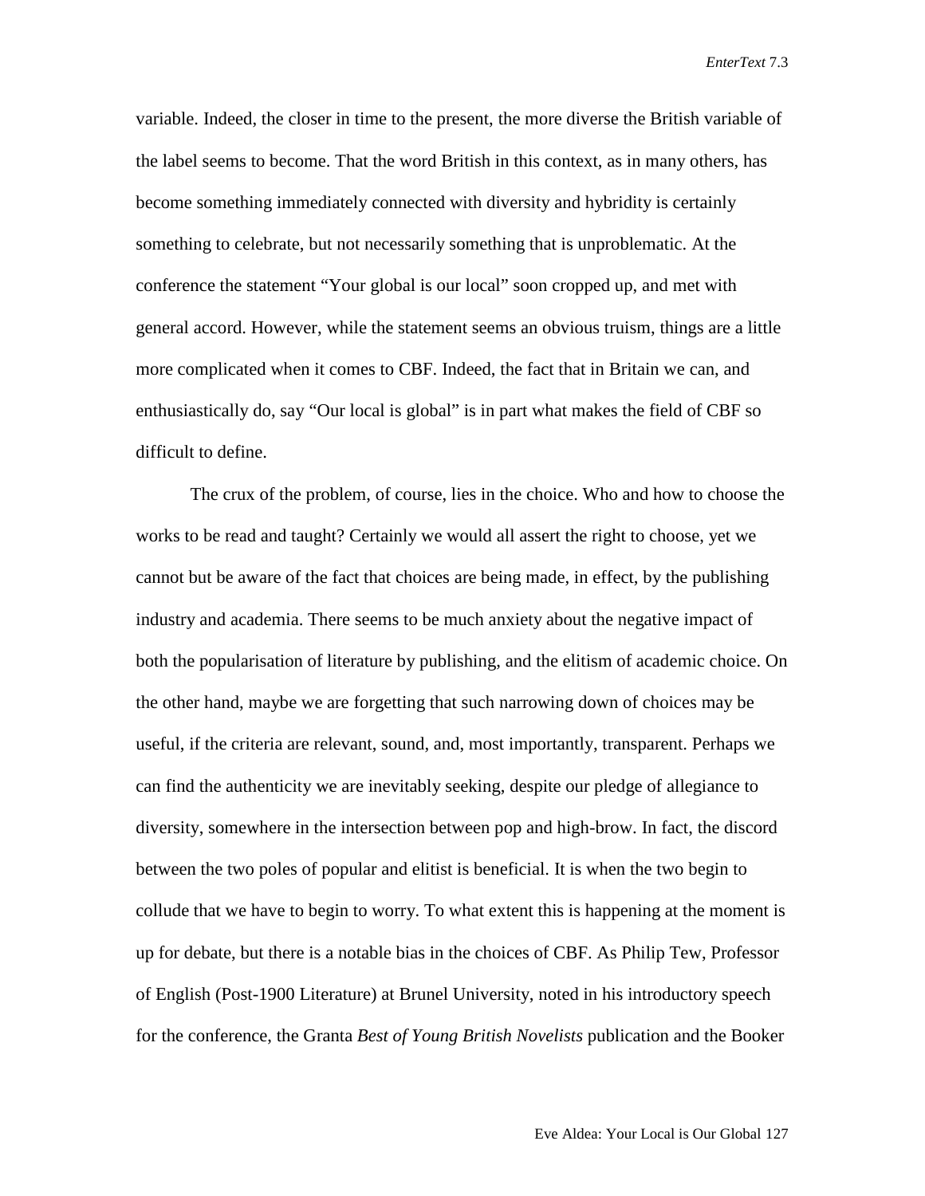variable. Indeed, the closer in time to the present, the more diverse the British variable of the label seems to become. That the word British in this context, as in many others, has become something immediately connected with diversity and hybridity is certainly something to celebrate, but not necessarily something that is unproblematic. At the conference the statement "Your global is our local" soon cropped up, and met with general accord. However, while the statement seems an obvious truism, things are a little more complicated when it comes to CBF. Indeed, the fact that in Britain we can, and enthusiastically do, say "Our local is global" is in part what makes the field of CBF so difficult to define.

The crux of the problem, of course, lies in the choice. Who and how to choose the works to be read and taught? Certainly we would all assert the right to choose, yet we cannot but be aware of the fact that choices are being made, in effect, by the publishing industry and academia. There seems to be much anxiety about the negative impact of both the popularisation of literature by publishing, and the elitism of academic choice. On the other hand, maybe we are forgetting that such narrowing down of choices may be useful, if the criteria are relevant, sound, and, most importantly, transparent. Perhaps we can find the authenticity we are inevitably seeking, despite our pledge of allegiance to diversity, somewhere in the intersection between pop and high-brow. In fact, the discord between the two poles of popular and elitist is beneficial. It is when the two begin to collude that we have to begin to worry. To what extent this is happening at the moment is up for debate, but there is a notable bias in the choices of CBF. As Philip Tew, Professor of English (Post-1900 Literature) at Brunel University, noted in his introductory speech for the conference, the Granta *Best of Young British Novelists* publication and the Booker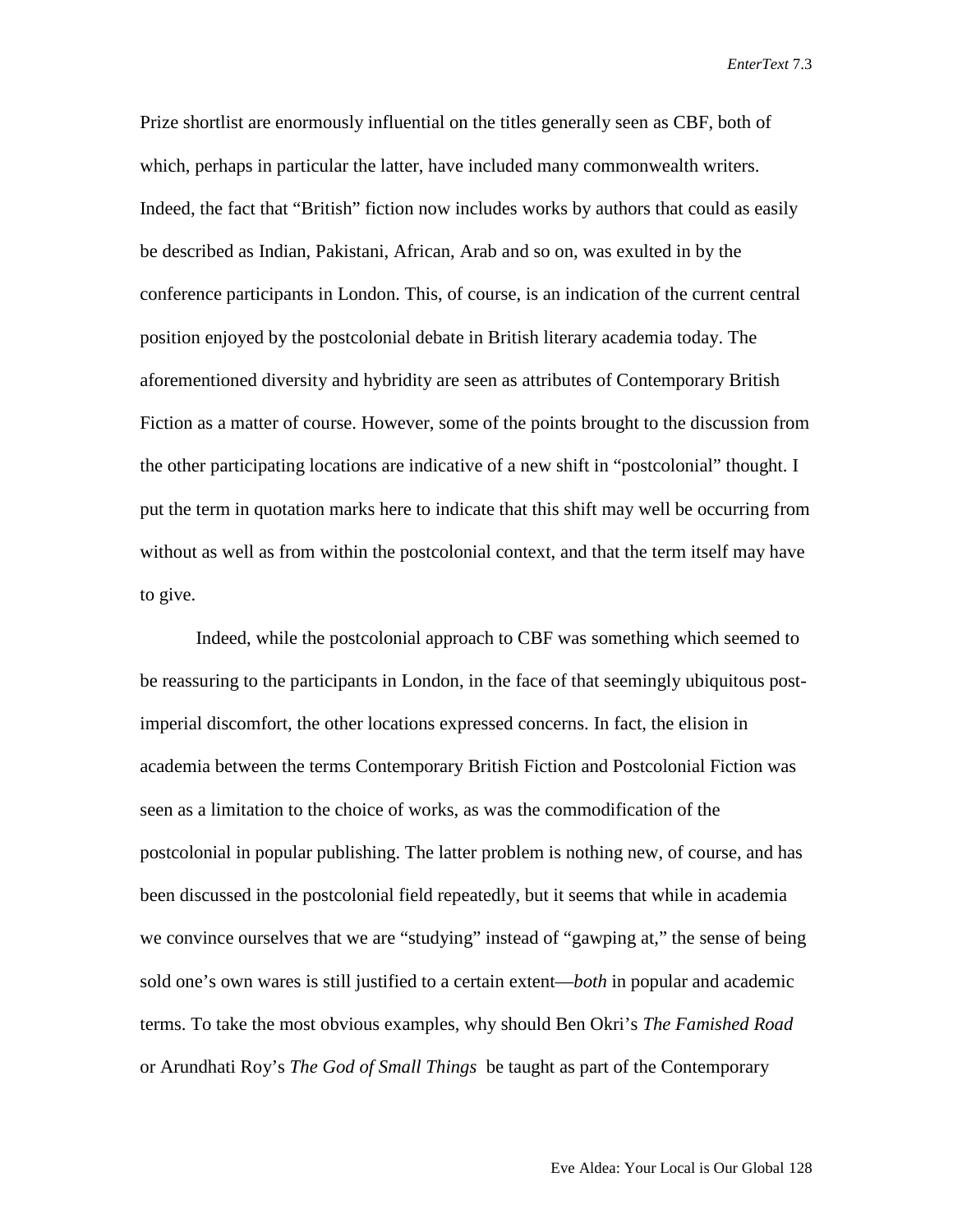Prize shortlist are enormously influential on the titles generally seen as CBF, both of which, perhaps in particular the latter, have included many commonwealth writers. Indeed, the fact that "British" fiction now includes works by authors that could as easily be described as Indian, Pakistani, African, Arab and so on, was exulted in by the conference participants in London. This, of course, is an indication of the current central position enjoyed by the postcolonial debate in British literary academia today. The aforementioned diversity and hybridity are seen as attributes of Contemporary British Fiction as a matter of course. However, some of the points brought to the discussion from the other participating locations are indicative of a new shift in "postcolonial" thought. I put the term in quotation marks here to indicate that this shift may well be occurring from without as well as from within the postcolonial context, and that the term itself may have to give.

Indeed, while the postcolonial approach to CBF was something which seemed to be reassuring to the participants in London, in the face of that seemingly ubiquitous post-imperial discomfort, the other locations expressed concerns. In fact, the elision in academia between the terms Contemporary British Fiction and Postcolonial Fiction was seen as a limitation to the choice of works, as was the commodification of the postcolonial in popular publishing. The latter problem is nothing new, of course, and has been discussed in the postcolonial field repeatedly, but it seems that while in academia we convince ourselves that we are "studying" instead of "gawping at," the sense of being sold one's own wares is still justified to a certain extent—*both* in popular and academic terms. To take the most obvious examples, why should Ben Okri's *The Famished Road* or Arundhati Roy's *The God of Small Things* be taught as part of the Contemporary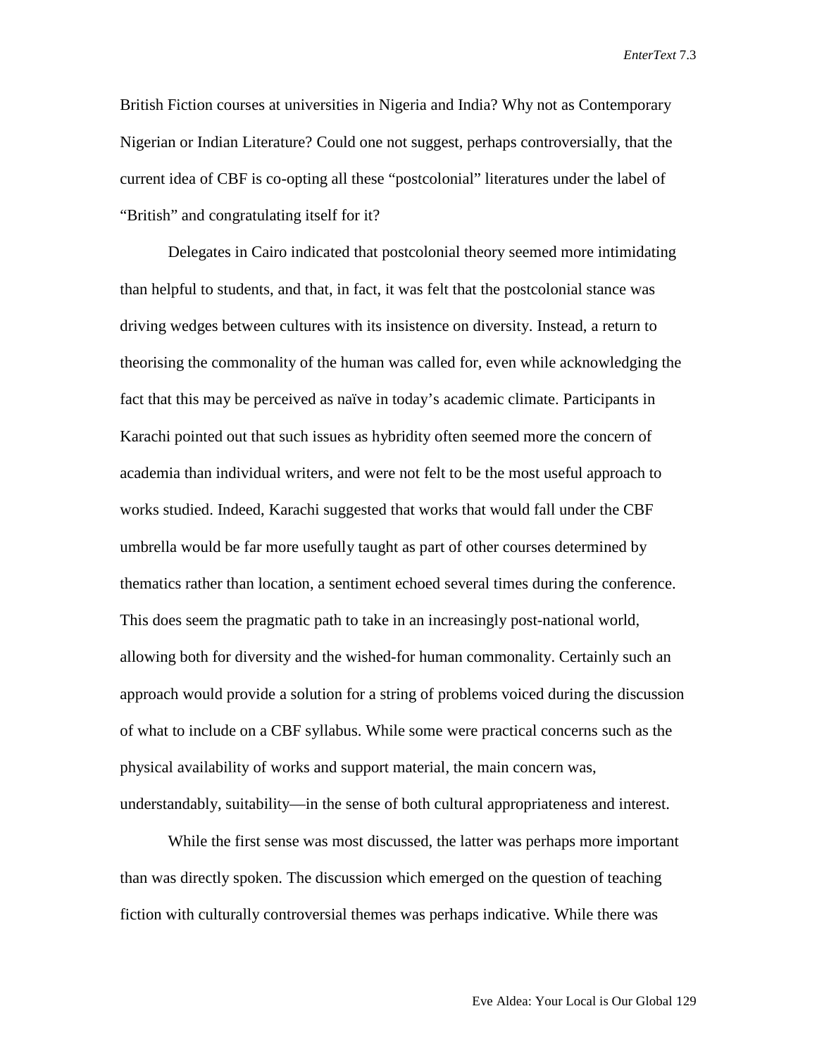British Fiction courses at universities in Nigeria and India? Why not as Contemporary Nigerian or Indian Literature? Could one not suggest, perhaps controversially, that the current idea of CBF is co-opting all these "postcolonial" literatures under the label of "British" and congratulating itself for it?

Delegates in Cairo indicated that postcolonial theory seemed more intimidating than helpful to students, and that, in fact, it was felt that the postcolonial stance was driving wedges between cultures with its insistence on diversity. Instead, a return to theorising the commonality of the human was called for, even while acknowledging the fact that this may be perceived as naïve in today's academic climate. Participants in Karachi pointed out that such issues as hybridity often seemed more the concern of academia than individual writers, and were not felt to be the most useful approach to works studied. Indeed, Karachi suggested that works that would fall under the CBF umbrella would be far more usefully taught as part of other courses determined by thematics rather than location, a sentiment echoed several times during the conference. This does seem the pragmatic path to take in an increasingly post-national world, allowing both for diversity and the wished-for human commonality. Certainly such an approach would provide a solution for a string of problems voiced during the discussion of what to include on a CBF syllabus. While some were practical concerns such as the physical availability of works and support material, the main concern was, understandably, suitability—in the sense of both cultural appropriateness and interest.

While the first sense was most discussed, the latter was perhaps more important than was directly spoken. The discussion which emerged on the question of teaching fiction with culturally controversial themes was perhaps indicative. While there was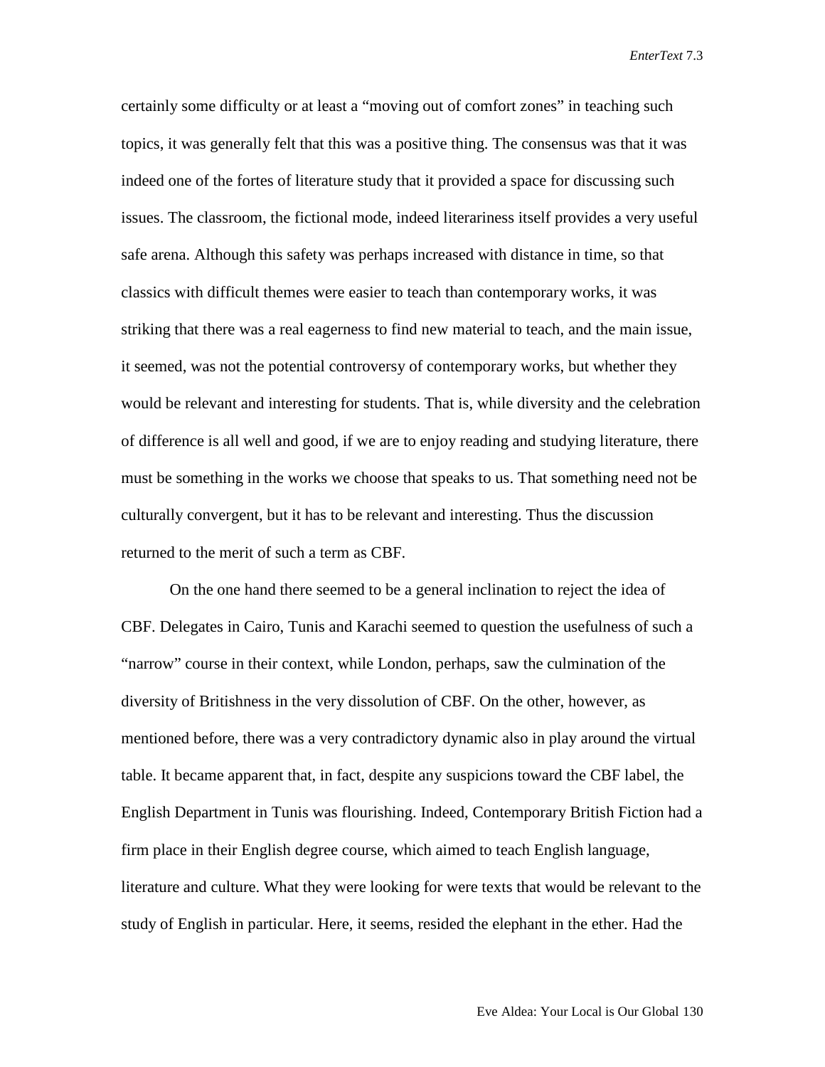certainly some difficulty or at least a "moving out of comfort zones" in teaching such topics, it was generally felt that this was a positive thing. The consensus was that it was indeed one of the fortes of literature study that it provided a space for discussing such issues. The classroom, the fictional mode, indeed literariness itself provides a very useful safe arena. Although this safety was perhaps increased with distance in time, so that classics with difficult themes were easier to teach than contemporary works, it was striking that there was a real eagerness to find new material to teach, and the main issue, it seemed, was not the potential controversy of contemporary works, but whether they would be relevant and interesting for students. That is, while diversity and the celebration of difference is all well and good, if we are to enjoy reading and studying literature, there must be something in the works we choose that speaks to us. That something need not be culturally convergent, but it has to be relevant and interesting. Thus the discussion returned to the merit of such a term as CBF.

On the one hand there seemed to be a general inclination to reject the idea of CBF. Delegates in Cairo, Tunis and Karachi seemed to question the usefulness of such a "narrow" course in their context, while London, perhaps, saw the culmination of the diversity of Britishness in the very dissolution of CBF. On the other, however, as mentioned before, there was a very contradictory dynamic also in play around the virtual table. It became apparent that, in fact, despite any suspicions toward the CBF label, the English Department in Tunis was flourishing. Indeed, Contemporary British Fiction had a firm place in their English degree course, which aimed to teach English language, literature and culture. What they were looking for were texts that would be relevant to the study of English in particular. Here, it seems, resided the elephant in the ether. Had the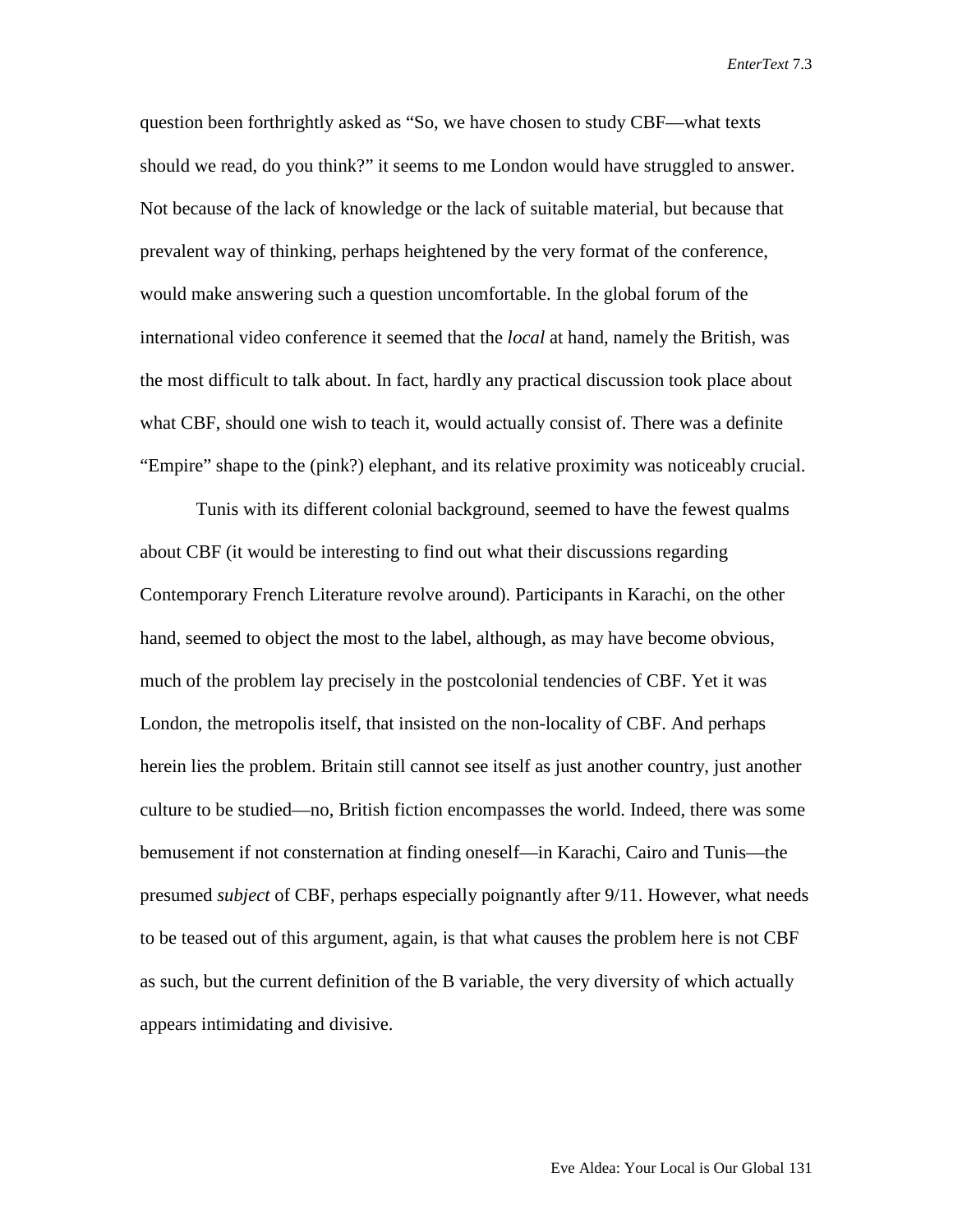question been forthrightly asked as "So, we have chosen to study CBF—what texts should we read, do you think?" it seems to me London would have struggled to answer. Not because of the lack of knowledge or the lack of suitable material, but because that prevalent way of thinking, perhaps heightened by the very format of the conference, would make answering such a question uncomfortable. In the global forum of the international video conference it seemed that the *local* at hand, namely the British, was the most difficult to talk about. In fact, hardly any practical discussion took place about what CBF, should one wish to teach it, would actually consist of. There was a definite "Empire" shape to the (pink?) elephant, and its relative proximity was noticeably crucial.

Tunis with its different colonial background, seemed to have the fewest qualms about CBF (it would be interesting to find out what their discussions regarding Contemporary French Literature revolve around). Participants in Karachi, on the other hand, seemed to object the most to the label, although, as may have become obvious, much of the problem lay precisely in the postcolonial tendencies of CBF. Yet it was London, the metropolis itself, that insisted on the non-locality of CBF. And perhaps herein lies the problem. Britain still cannot see itself as just another country, just another culture to be studied—no, British fiction encompasses the world. Indeed, there was some bemusement if not consternation at finding oneself—in Karachi, Cairo and Tunis—the presumed *subject* of CBF, perhaps especially poignantly after 9/11. However, what needs to be teased out of this argument, again, is that what causes the problem here is not CBF as such, but the current definition of the B variable, the very diversity of which actually appears intimidating and divisive.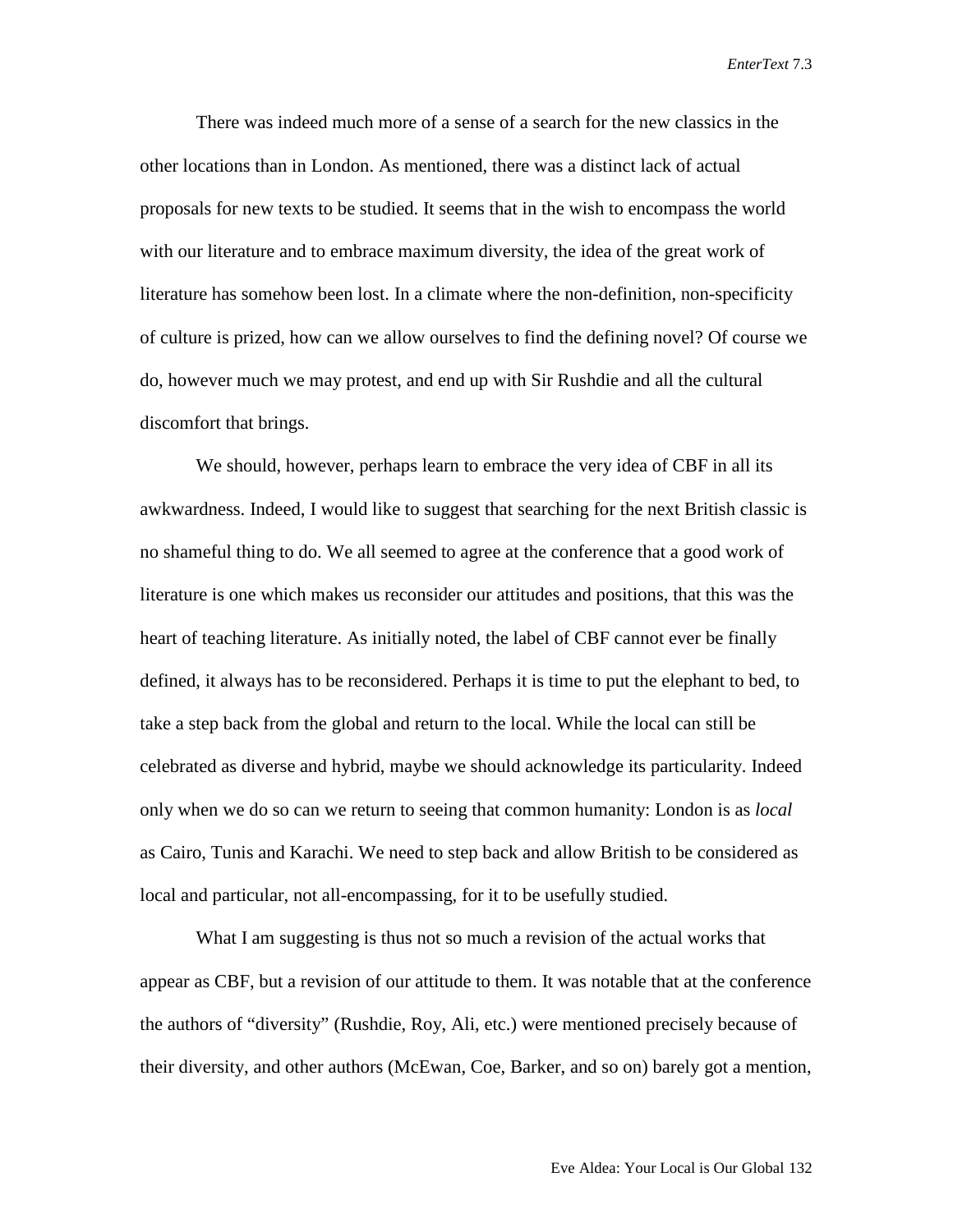There was indeed much more of a sense of a search for the new classics in the other locations than in London. As mentioned, there was a distinct lack of actual proposals for new texts to be studied. It seems that in the wish to encompass the world with our literature and to embrace maximum diversity, the idea of the great work of literature has somehow been lost. In a climate where the non-definition, non-specificity of culture is prized, how can we allow ourselves to find the defining novel? Of course we do, however much we may protest, and end up with Sir Rushdie and all the cultural discomfort that brings.

We should, however, perhaps learn to embrace the very idea of CBF in all its awkwardness. Indeed, I would like to suggest that searching for the next British classic is no shameful thing to do. We all seemed to agree at the conference that a good work of literature is one which makes us reconsider our attitudes and positions, that this was the heart of teaching literature. As initially noted, the label of CBF cannot ever be finally defined, it always has to be reconsidered. Perhaps it is time to put the elephant to bed, to take a step back from the global and return to the local. While the local can still be celebrated as diverse and hybrid, maybe we should acknowledge its particularity. Indeed only when we do so can we return to seeing that common humanity: London is as *local* as Cairo, Tunis and Karachi. We need to step back and allow British to be considered as local and particular, not all-encompassing, for it to be usefully studied.

What I am suggesting is thus not so much a revision of the actual works that appear as CBF, but a revision of our attitude to them. It was notable that at the conference the authors of "diversity" (Rushdie, Roy, Ali, etc.) were mentioned precisely because of their diversity, and other authors (McEwan, Coe, Barker, and so on) barely got a mention,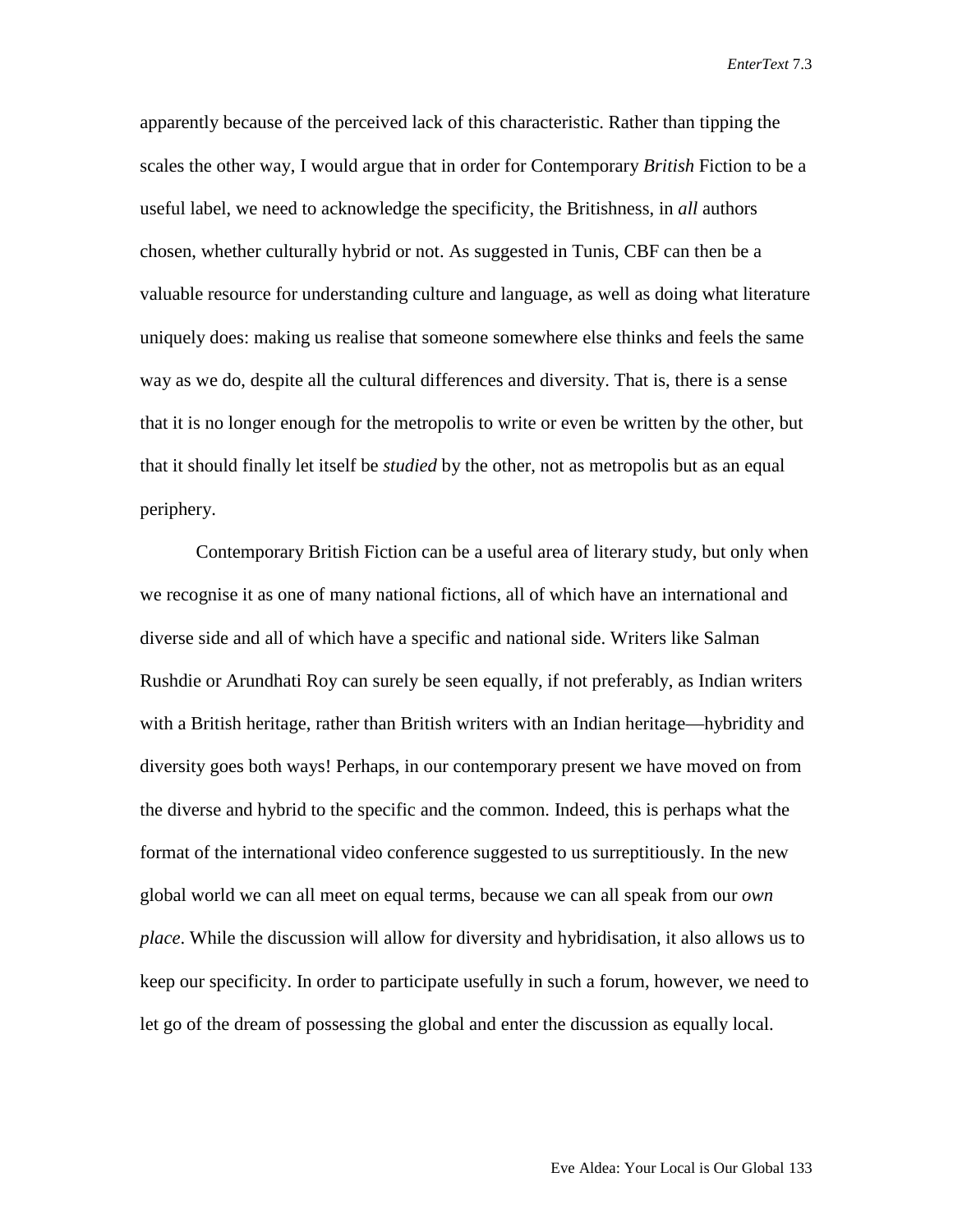apparently because of the perceived lack of this characteristic. Rather than tipping the scales the other way, I would argue that in order for Contemporary *British* Fiction to be a useful label, we need to acknowledge the specificity, the Britishness, in *all* authors chosen, whether culturally hybrid or not. As suggested in Tunis, CBF can then be a valuable resource for understanding culture and language, as well as doing what literature uniquely does: making us realise that someone somewhere else thinks and feels the same way as we do, despite all the cultural differences and diversity. That is, there is a sense that it is no longer enough for the metropolis to write or even be written by the other, but that it should finally let itself be *studied* by the other, not as metropolis but as an equal periphery.

Contemporary British Fiction can be a useful area of literary study, but only when we recognise it as one of many national fictions, all of which have an international and diverse side and all of which have a specific and national side. Writers like Salman Rushdie or Arundhati Roy can surely be seen equally, if not preferably, as Indian writers with a British heritage, rather than British writers with an Indian heritage—hybridity and diversity goes both ways! Perhaps, in our contemporary present we have moved on from the diverse and hybrid to the specific and the common. Indeed, this is perhaps what the format of the international video conference suggested to us surreptitiously. In the new global world we can all meet on equal terms, because we can all speak from our *own place*. While the discussion will allow for diversity and hybridisation, it also allows us to keep our specificity. In order to participate usefully in such a forum, however, we need to let go of the dream of possessing the global and enter the discussion as equally local.